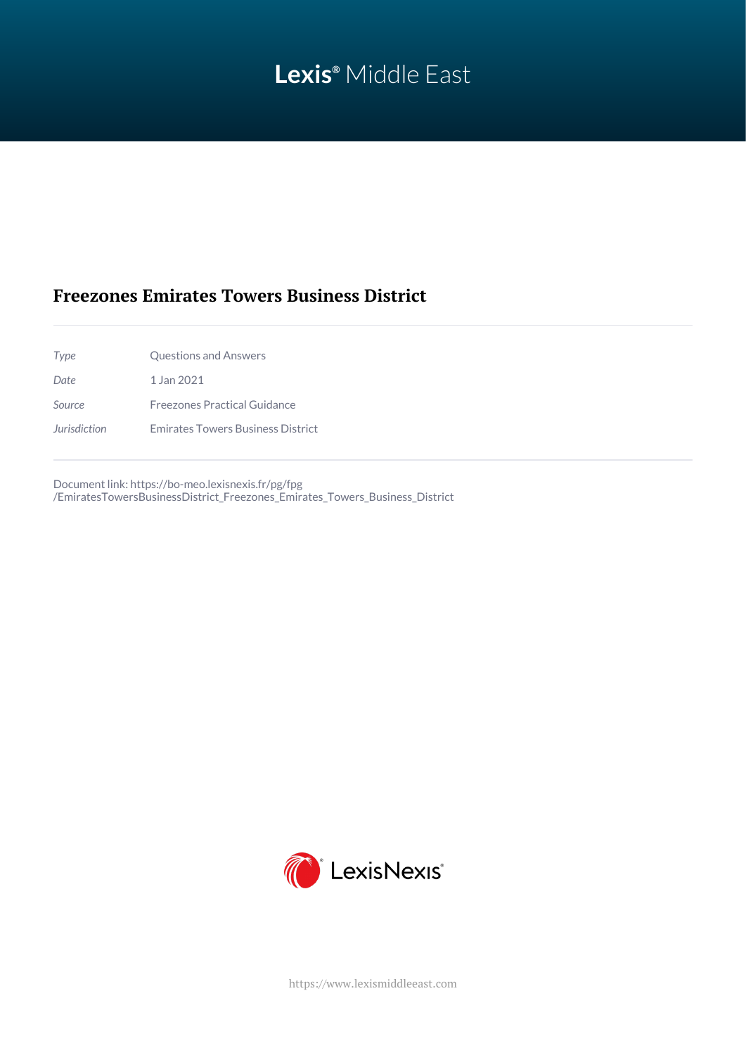Lexis® Middle East

# Freezones Emirates Towers Business District

| | |
|---|---|
| *Type* | Questions and Answers |
| *Date* | 1 Jan 2021 |
| *Source* | Freezones Practical Guidance |
| *Jurisdiction* | Emirates Towers Business District |

Document link: https://bo-meo.lexisnexis.fr/pg/fpg/EmiratesTowersBusinessDistrict_Freezones_Emirates_Towers_Business_District

LexisNexis®

https://www.lexismiddleeast.com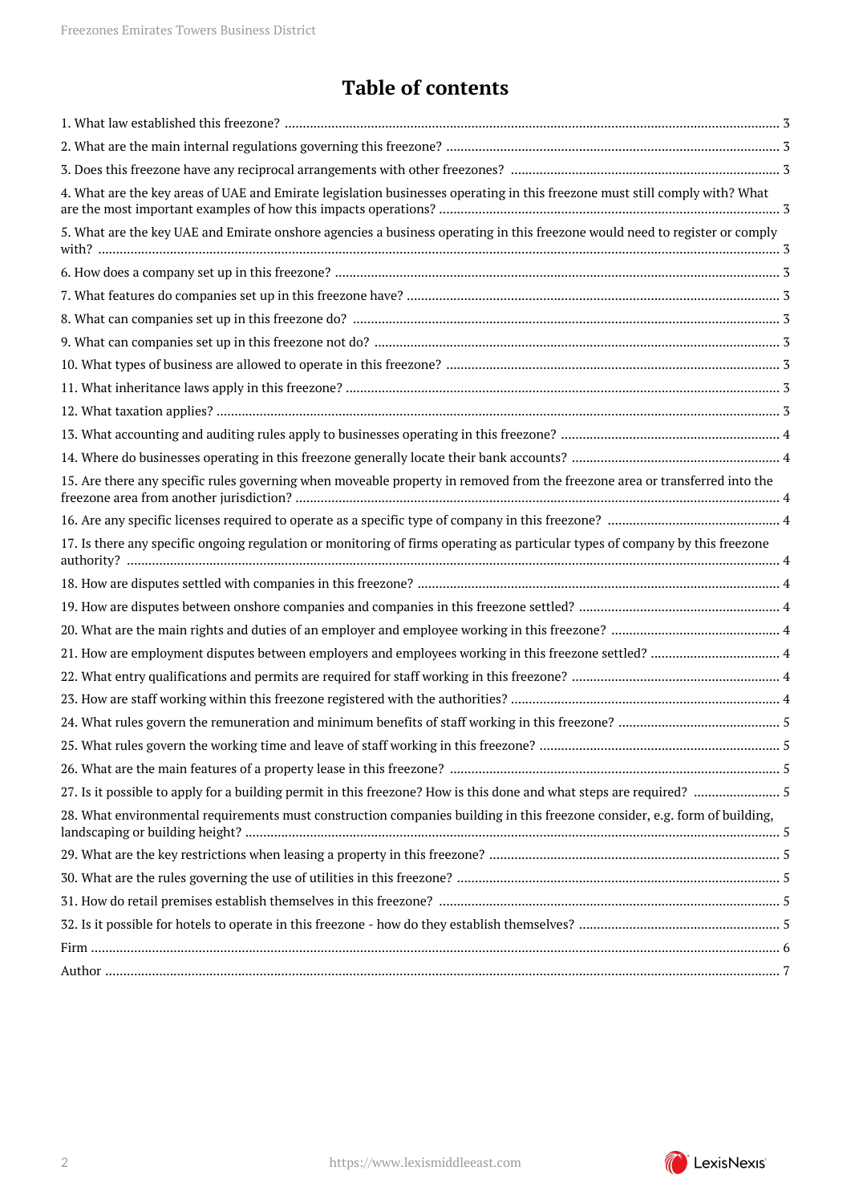# Table of contents

1. What law established this freezone? ... 3
2. What are the main internal regulations governing this freezone? ... 3
3. Does this freezone have any reciprocal arrangements with other freezones? ... 3
4. What are the key areas of UAE and Emirate legislation businesses operating in this freezone must still comply with? What are the most important examples of how this impacts operations? ... 3
5. What are the key UAE and Emirate onshore agencies a business operating in this freezone would need to register or comply with? ... 3
6. How does a company set up in this freezone? ... 3
7. What features do companies set up in this freezone have? ... 3
8. What can companies set up in this freezone do? ... 3
9. What can companies set up in this freezone not do? ... 3
10. What types of business are allowed to operate in this freezone? ... 3
11. What inheritance laws apply in this freezone? ... 3
12. What taxation applies? ... 3
13. What accounting and auditing rules apply to businesses operating in this freezone? ... 4
14. Where do businesses operating in this freezone generally locate their bank accounts? ... 4
15. Are there any specific rules governing when moveable property in removed from the freezone area or transferred into the freezone area from another jurisdiction? ... 4
16. Are any specific licenses required to operate as a specific type of company in this freezone? ... 4
17. Is there any specific ongoing regulation or monitoring of firms operating as particular types of company by this freezone authority? ... 4
18. How are disputes settled with companies in this freezone? ... 4
19. How are disputes between onshore companies and companies in this freezone settled? ... 4
20. What are the main rights and duties of an employer and employee working in this freezone? ... 4
21. How are employment disputes between employers and employees working in this freezone settled? ... 4
22. What entry qualifications and permits are required for staff working in this freezone? ... 4
23. How are staff working within this freezone registered with the authorities? ... 4
24. What rules govern the remuneration and minimum benefits of staff working in this freezone? ... 5
25. What rules govern the working time and leave of staff working in this freezone? ... 5
26. What are the main features of a property lease in this freezone? ... 5
27. Is it possible to apply for a building permit in this freezone? How is this done and what steps are required? ... 5
28. What environmental requirements must construction companies building in this freezone consider, e.g. form of building, landscaping or building height? ... 5
29. What are the key restrictions when leasing a property in this freezone? ... 5
30. What are the rules governing the use of utilities in this freezone? ... 5
31. How do retail premises establish themselves in this freezone? ... 5
32. Is it possible for hotels to operate in this freezone - how do they establish themselves? ... 5

Firm ... 6

Author ... 7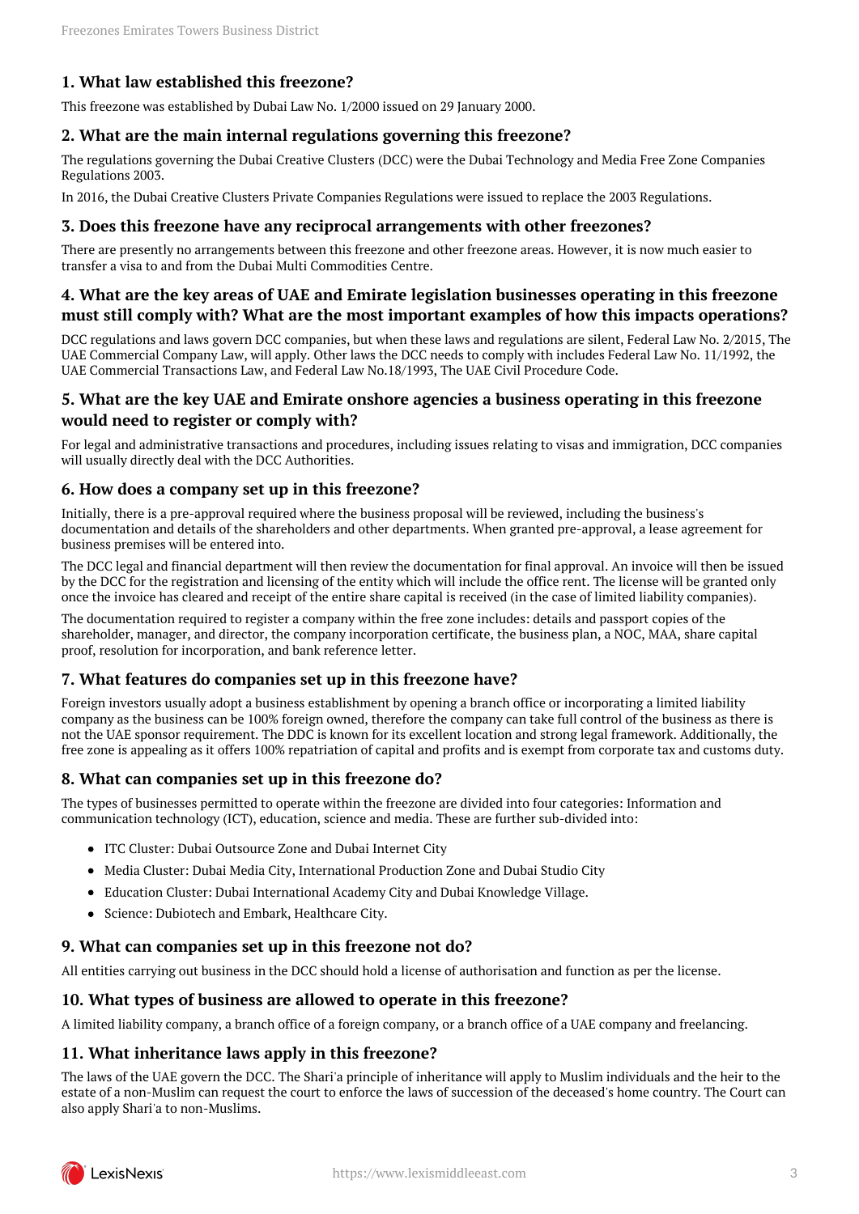### 1. What law established this freezone?

This freezone was established by Dubai Law No. 1/2000 issued on 29 January 2000.

### 2. What are the main internal regulations governing this freezone?

The regulations governing the Dubai Creative Clusters (DCC) were the Dubai Technology and Media Free Zone Companies Regulations 2003.

In 2016, the Dubai Creative Clusters Private Companies Regulations were issued to replace the 2003 Regulations.

### 3. Does this freezone have any reciprocal arrangements with other freezones?

There are presently no arrangements between this freezone and other freezone areas. However, it is now much easier to transfer a visa to and from the Dubai Multi Commodities Centre.

### 4. What are the key areas of UAE and Emirate legislation businesses operating in this freezone must still comply with? What are the most important examples of how this impacts operations?

DCC regulations and laws govern DCC companies, but when these laws and regulations are silent, Federal Law No. 2/2015, The UAE Commercial Company Law, will apply. Other laws the DCC needs to comply with includes Federal Law No. 11/1992, the UAE Commercial Transactions Law, and Federal Law No.18/1993, The UAE Civil Procedure Code.

### 5. What are the key UAE and Emirate onshore agencies a business operating in this freezone would need to register or comply with?

For legal and administrative transactions and procedures, including issues relating to visas and immigration, DCC companies will usually directly deal with the DCC Authorities.

### 6. How does a company set up in this freezone?

Initially, there is a pre-approval required where the business proposal will be reviewed, including the business's documentation and details of the shareholders and other departments. When granted pre-approval, a lease agreement for business premises will be entered into.

The DCC legal and financial department will then review the documentation for final approval. An invoice will then be issued by the DCC for the registration and licensing of the entity which will include the office rent. The license will be granted only once the invoice has cleared and receipt of the entire share capital is received (in the case of limited liability companies).

The documentation required to register a company within the free zone includes: details and passport copies of the shareholder, manager, and director, the company incorporation certificate, the business plan, a NOC, MAA, share capital proof, resolution for incorporation, and bank reference letter.

### 7. What features do companies set up in this freezone have?

Foreign investors usually adopt a business establishment by opening a branch office or incorporating a limited liability company as the business can be 100% foreign owned, therefore the company can take full control of the business as there is not the UAE sponsor requirement. The DDC is known for its excellent location and strong legal framework. Additionally, the free zone is appealing as it offers 100% repatriation of capital and profits and is exempt from corporate tax and customs duty.

### 8. What can companies set up in this freezone do?

The types of businesses permitted to operate within the freezone are divided into four categories: Information and communication technology (ICT), education, science and media. These are further sub-divided into:

- ITC Cluster: Dubai Outsource Zone and Dubai Internet City
- Media Cluster: Dubai Media City, International Production Zone and Dubai Studio City
- Education Cluster: Dubai International Academy City and Dubai Knowledge Village.
- Science: Dubiotech and Embark, Healthcare City.

### 9. What can companies set up in this freezone not do?

All entities carrying out business in the DCC should hold a license of authorisation and function as per the license.

### 10. What types of business are allowed to operate in this freezone?

A limited liability company, a branch office of a foreign company, or a branch office of a UAE company and freelancing.

### 11. What inheritance laws apply in this freezone?

The laws of the UAE govern the DCC. The Shari'a principle of inheritance will apply to Muslim individuals and the heir to the estate of a non-Muslim can request the court to enforce the laws of succession of the deceased's home country. The Court can also apply Shari'a to non-Muslims.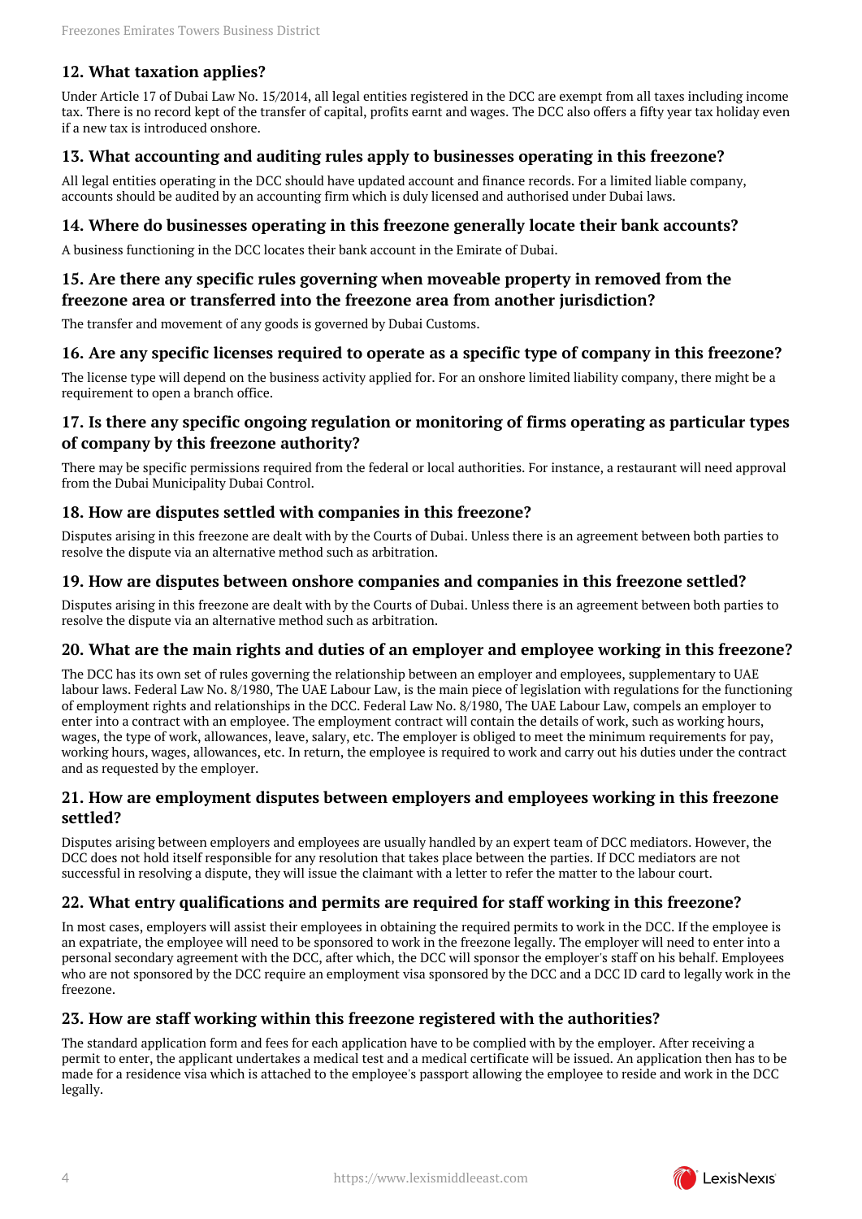### 12. What taxation applies?

Under Article 17 of Dubai Law No. 15/2014, all legal entities registered in the DCC are exempt from all taxes including income tax. There is no record kept of the transfer of capital, profits earnt and wages. The DCC also offers a fifty year tax holiday even if a new tax is introduced onshore.

### 13. What accounting and auditing rules apply to businesses operating in this freezone?

All legal entities operating in the DCC should have updated account and finance records. For a limited liable company, accounts should be audited by an accounting firm which is duly licensed and authorised under Dubai laws.

### 14. Where do businesses operating in this freezone generally locate their bank accounts?

A business functioning in the DCC locates their bank account in the Emirate of Dubai.

### 15. Are there any specific rules governing when moveable property in removed from the freezone area or transferred into the freezone area from another jurisdiction?

The transfer and movement of any goods is governed by Dubai Customs.

### 16. Are any specific licenses required to operate as a specific type of company in this freezone?

The license type will depend on the business activity applied for. For an onshore limited liability company, there might be a requirement to open a branch office.

### 17. Is there any specific ongoing regulation or monitoring of firms operating as particular types of company by this freezone authority?

There may be specific permissions required from the federal or local authorities. For instance, a restaurant will need approval from the Dubai Municipality Dubai Control.

### 18. How are disputes settled with companies in this freezone?

Disputes arising in this freezone are dealt with by the Courts of Dubai. Unless there is an agreement between both parties to resolve the dispute via an alternative method such as arbitration.

### 19. How are disputes between onshore companies and companies in this freezone settled?

Disputes arising in this freezone are dealt with by the Courts of Dubai. Unless there is an agreement between both parties to resolve the dispute via an alternative method such as arbitration.

### 20. What are the main rights and duties of an employer and employee working in this freezone?

The DCC has its own set of rules governing the relationship between an employer and employees, supplementary to UAE labour laws. Federal Law No. 8/1980, The UAE Labour Law, is the main piece of legislation with regulations for the functioning of employment rights and relationships in the DCC. Federal Law No. 8/1980, The UAE Labour Law, compels an employer to enter into a contract with an employee. The employment contract will contain the details of work, such as working hours, wages, the type of work, allowances, leave, salary, etc. The employer is obliged to meet the minimum requirements for pay, working hours, wages, allowances, etc. In return, the employee is required to work and carry out his duties under the contract and as requested by the employer.

### 21. How are employment disputes between employers and employees working in this freezone settled?

Disputes arising between employers and employees are usually handled by an expert team of DCC mediators. However, the DCC does not hold itself responsible for any resolution that takes place between the parties. If DCC mediators are not successful in resolving a dispute, they will issue the claimant with a letter to refer the matter to the labour court.

### 22. What entry qualifications and permits are required for staff working in this freezone?

In most cases, employers will assist their employees in obtaining the required permits to work in the DCC. If the employee is an expatriate, the employee will need to be sponsored to work in the freezone legally. The employer will need to enter into a personal secondary agreement with the DCC, after which, the DCC will sponsor the employer's staff on his behalf. Employees who are not sponsored by the DCC require an employment visa sponsored by the DCC and a DCC ID card to legally work in the freezone.

### 23. How are staff working within this freezone registered with the authorities?

The standard application form and fees for each application have to be complied with by the employer. After receiving a permit to enter, the applicant undertakes a medical test and a medical certificate will be issued. An application then has to be made for a residence visa which is attached to the employee's passport allowing the employee to reside and work in the DCC legally.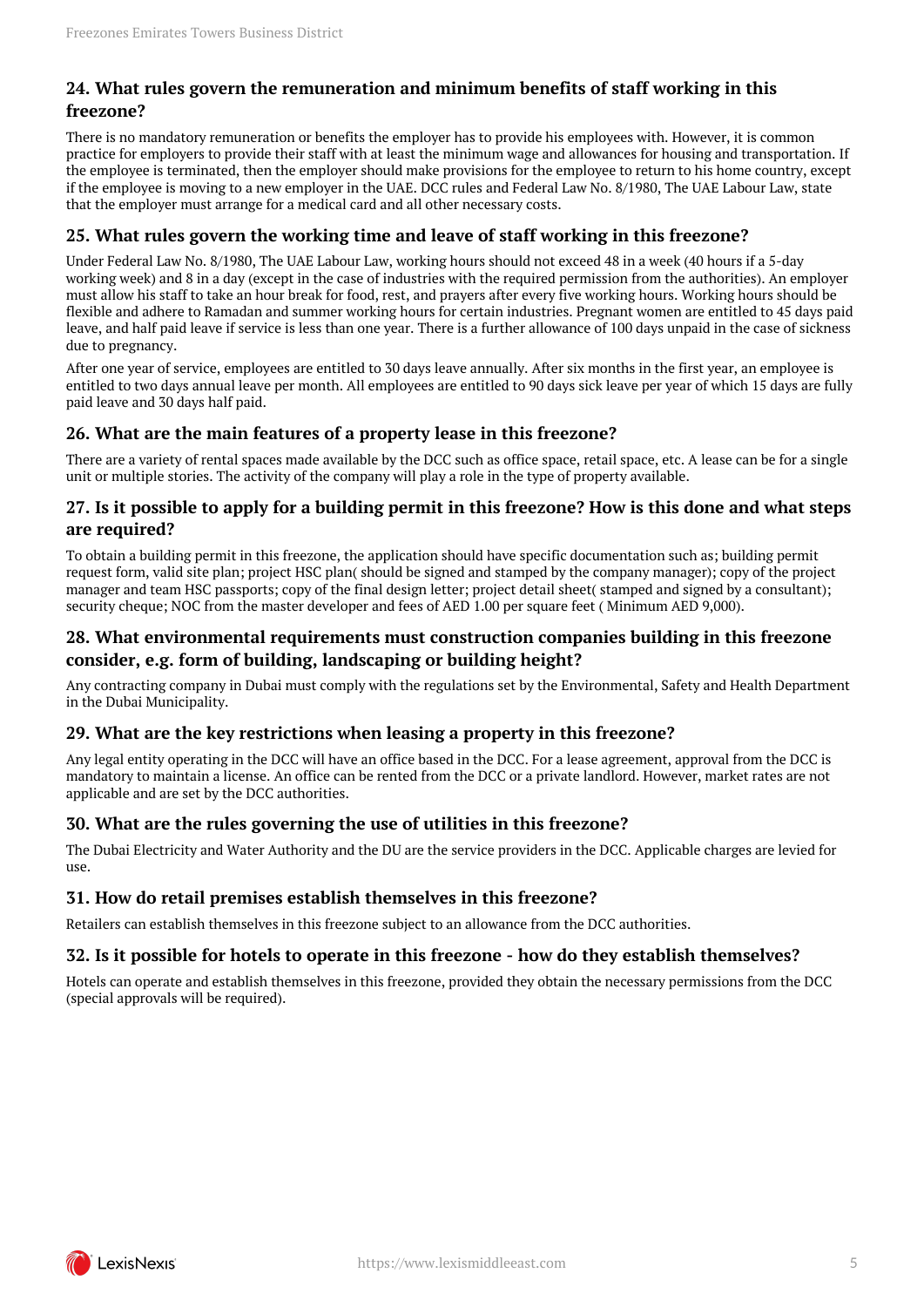### 24. What rules govern the remuneration and minimum benefits of staff working in this freezone?

There is no mandatory remuneration or benefits the employer has to provide his employees with. However, it is common practice for employers to provide their staff with at least the minimum wage and allowances for housing and transportation. If the employee is terminated, then the employer should make provisions for the employee to return to his home country, except if the employee is moving to a new employer in the UAE. DCC rules and Federal Law No. 8/1980, The UAE Labour Law, state that the employer must arrange for a medical card and all other necessary costs.

### 25. What rules govern the working time and leave of staff working in this freezone?

Under Federal Law No. 8/1980, The UAE Labour Law, working hours should not exceed 48 in a week (40 hours if a 5-day working week) and 8 in a day (except in the case of industries with the required permission from the authorities). An employer must allow his staff to take an hour break for food, rest, and prayers after every five working hours. Working hours should be flexible and adhere to Ramadan and summer working hours for certain industries. Pregnant women are entitled to 45 days paid leave, and half paid leave if service is less than one year. There is a further allowance of 100 days unpaid in the case of sickness due to pregnancy.

After one year of service, employees are entitled to 30 days leave annually. After six months in the first year, an employee is entitled to two days annual leave per month. All employees are entitled to 90 days sick leave per year of which 15 days are fully paid leave and 30 days half paid.

### 26. What are the main features of a property lease in this freezone?

There are a variety of rental spaces made available by the DCC such as office space, retail space, etc. A lease can be for a single unit or multiple stories. The activity of the company will play a role in the type of property available.

### 27. Is it possible to apply for a building permit in this freezone? How is this done and what steps are required?

To obtain a building permit in this freezone, the application should have specific documentation such as; building permit request form, valid site plan; project HSC plan( should be signed and stamped by the company manager); copy of the project manager and team HSC passports; copy of the final design letter; project detail sheet( stamped and signed by a consultant); security cheque; NOC from the master developer and fees of AED 1.00 per square feet ( Minimum AED 9,000).

### 28. What environmental requirements must construction companies building in this freezone consider, e.g. form of building, landscaping or building height?

Any contracting company in Dubai must comply with the regulations set by the Environmental, Safety and Health Department in the Dubai Municipality.

### 29. What are the key restrictions when leasing a property in this freezone?

Any legal entity operating in the DCC will have an office based in the DCC. For a lease agreement, approval from the DCC is mandatory to maintain a license. An office can be rented from the DCC or a private landlord. However, market rates are not applicable and are set by the DCC authorities.

### 30. What are the rules governing the use of utilities in this freezone?

The Dubai Electricity and Water Authority and the DU are the service providers in the DCC. Applicable charges are levied for use.

### 31. How do retail premises establish themselves in this freezone?

Retailers can establish themselves in this freezone subject to an allowance from the DCC authorities.

### 32. Is it possible for hotels to operate in this freezone - how do they establish themselves?

Hotels can operate and establish themselves in this freezone, provided they obtain the necessary permissions from the DCC (special approvals will be required).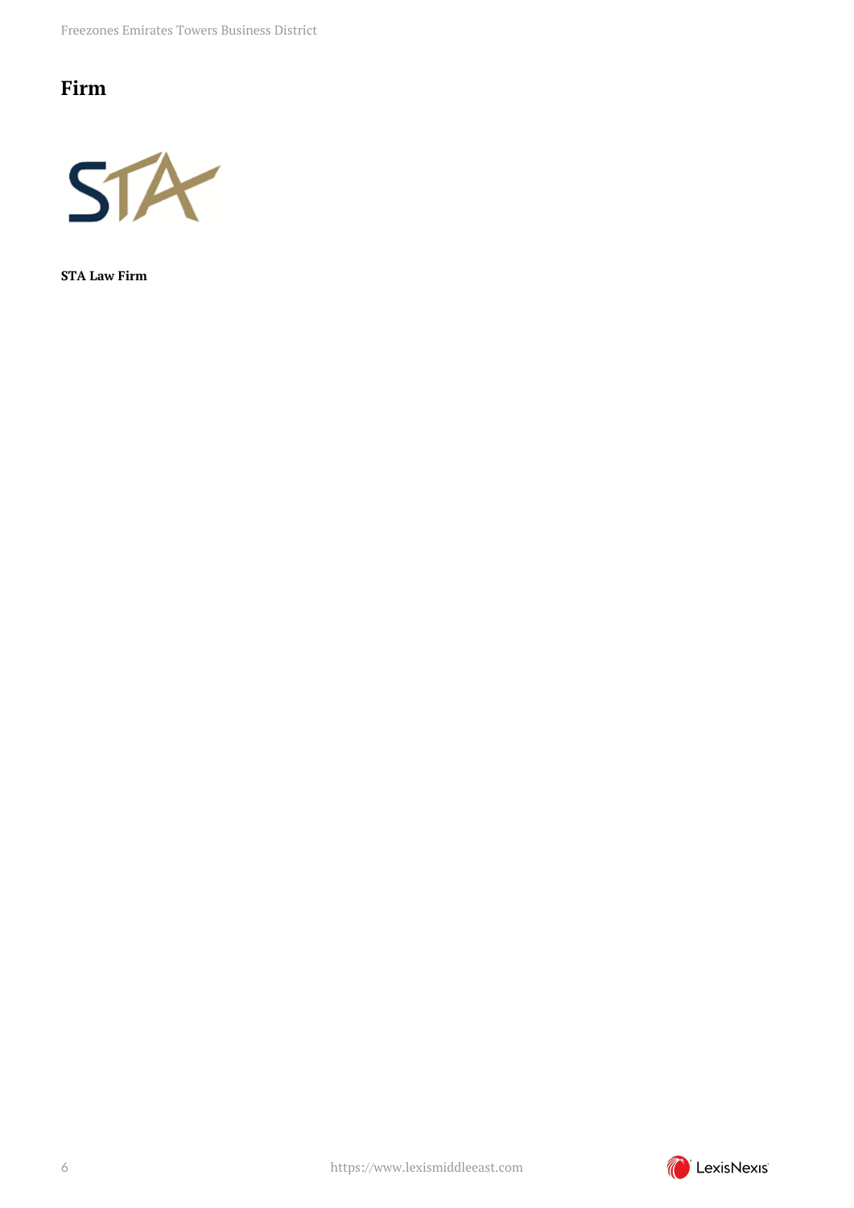## Firm

**STA Law Firm**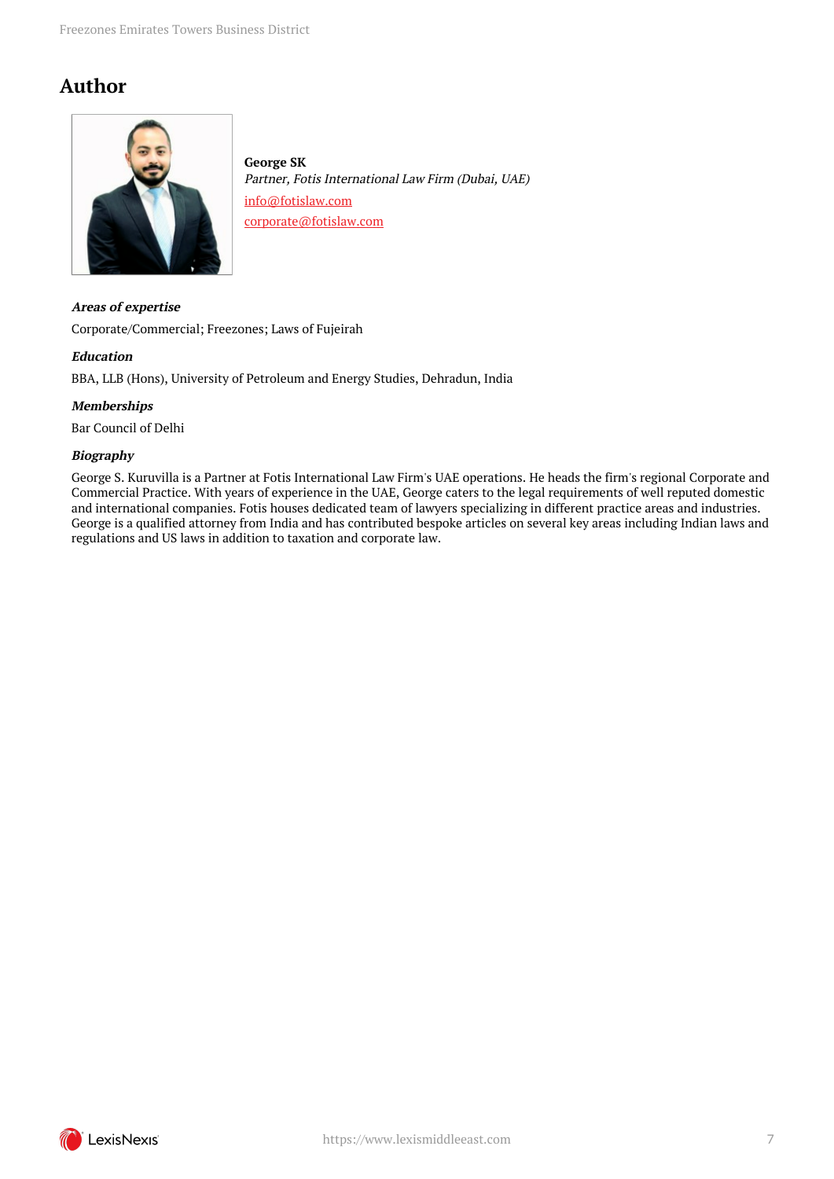# Author

**George SK**

*Partner, Fotis International Law Firm (Dubai, UAE)*

info@fotislaw.com

corporate@fotislaw.com

***Areas of expertise***

Corporate/Commercial; Freezones; Laws of Fujeirah

***Education***

BBA, LLB (Hons), University of Petroleum and Energy Studies, Dehradun, India

***Memberships***

Bar Council of Delhi

***Biography***

George S. Kuruvilla is a Partner at Fotis International Law Firm's UAE operations. He heads the firm's regional Corporate and Commercial Practice. With years of experience in the UAE, George caters to the legal requirements of well reputed domestic and international companies. Fotis houses dedicated team of lawyers specializing in different practice areas and industries. George is a qualified attorney from India and has contributed bespoke articles on several key areas including Indian laws and regulations and US laws in addition to taxation and corporate law.